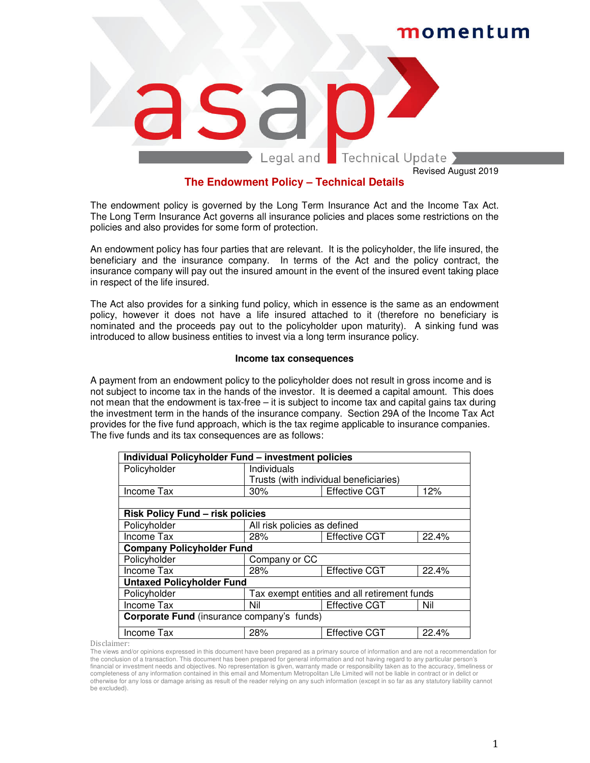momentum

asap Legal and Technical Update

Revised August 2019

# The Endowment Policy – Technical Details

The endowment policy is governed by the Long Term Insurance Act and the Income Tax Act. The Long Term Insurance Act governs all insurance policies and places some restrictions on the policies and also provides for some form of protection.

An endowment policy has four parties that are relevant. It is the policyholder, the life insured, the beneficiary and the insurance company. In terms of the Act and the policy contract, the insurance company will pay out the insured amount in the event of the insured event taking place in respect of the life insured.

The Act also provides for a sinking fund policy, which in essence is the same as an endowment policy, however it does not have a life insured attached to it (therefore no beneficiary is nominated and the proceeds pay out to the policyholder upon maturity). A sinking fund was introduced to allow business entities to invest via a long term insurance policy.

### Income tax consequences

A payment from an endowment policy to the policyholder does not result in gross income and is not subject to income tax in the hands of the investor. It is deemed a capital amount. This does not mean that the endowment is tax-free – it is subject to income tax and capital gains tax during the investment term in the hands of the insurance company. Section 29A of the Income Tax Act provides for the five fund approach, which is the tax regime applicable to insurance companies. The five funds and its tax consequences are as follows:

| **Individual Policyholder Fund – investment policies** | | | |
|---|---|---|---|
| Policyholder | Individuals<br>Trusts (with individual beneficiaries) | | |
| Income Tax | 30% | Effective CGT | 12% |
| | | | |
| **Risk Policy Fund – risk policies** | | | |
| Policyholder | All risk policies as defined | | |
| Income Tax | 28% | Effective CGT | 22.4% |
| **Company Policyholder Fund** | | | |
| Policyholder | Company or CC | | |
| Income Tax | 28% | Effective CGT | 22.4% |
| **Untaxed Policyholder Fund** | | | |
| Policyholder | Tax exempt entities and all retirement funds | | |
| Income Tax | Nil | Effective CGT | Nil |
| **Corporate Fund** (insurance company's funds) | | | |
| Income Tax | 28% | Effective CGT | 22.4% |

Disclaimer:
The views and/or opinions expressed in this document have been prepared as a primary source of information and are not a recommendation for the conclusion of a transaction. This document has been prepared for general information and not having regard to any particular person's financial or investment needs and objectives. No representation is given, warranty made or responsibility taken as to the accuracy, timeliness or completeness of any information contained in this email and Momentum Metropolitan Life Limited will not be liable in contract or in delict or otherwise for any loss or damage arising as result of the reader relying on any such information (except in so far as any statutory liability cannot be excluded).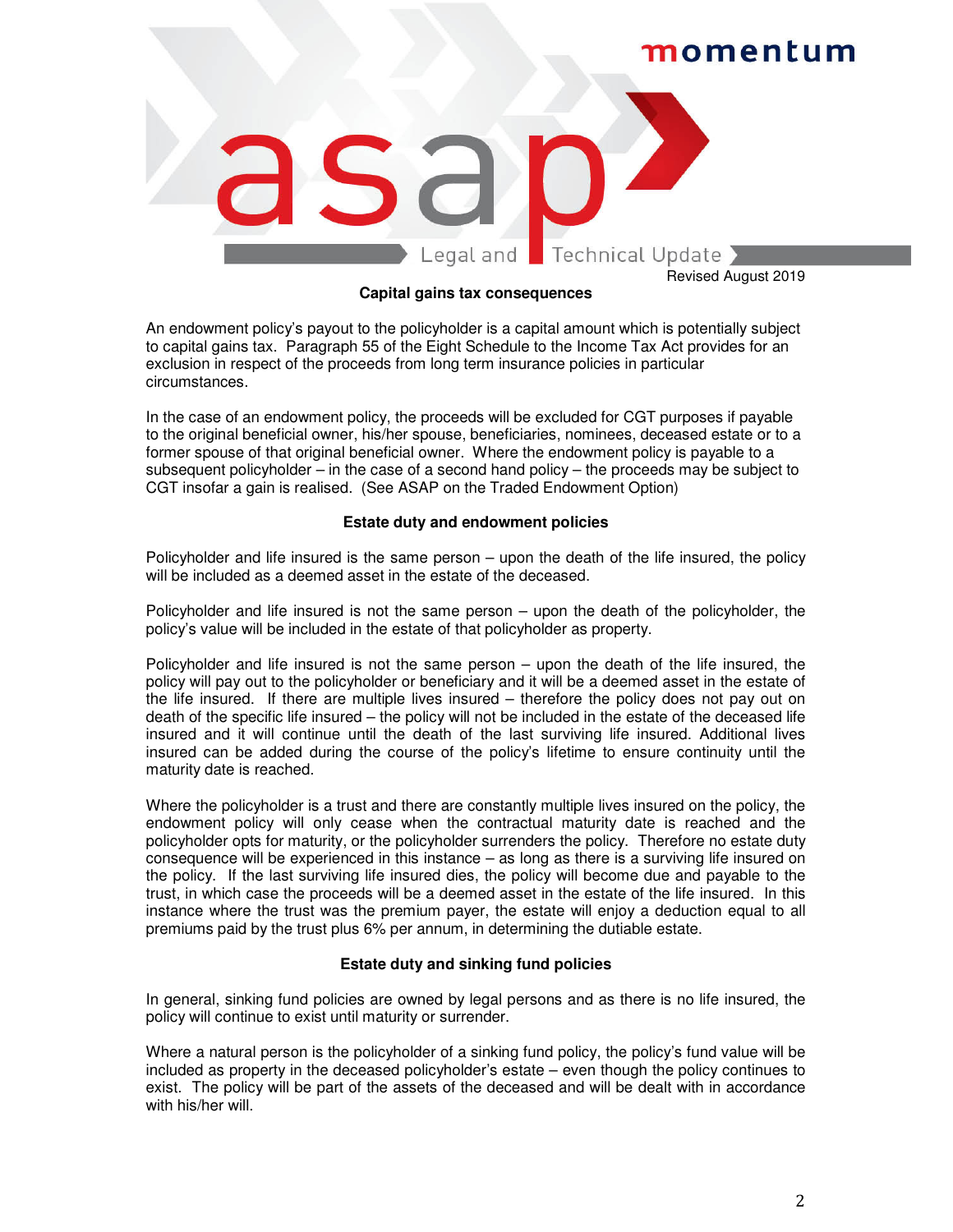Revised August 2019

## Capital gains tax consequences

An endowment policy's payout to the policyholder is a capital amount which is potentially subject to capital gains tax. Paragraph 55 of the Eight Schedule to the Income Tax Act provides for an exclusion in respect of the proceeds from long term insurance policies in particular circumstances.

In the case of an endowment policy, the proceeds will be excluded for CGT purposes if payable to the original beneficial owner, his/her spouse, beneficiaries, nominees, deceased estate or to a former spouse of that original beneficial owner. Where the endowment policy is payable to a subsequent policyholder – in the case of a second hand policy – the proceeds may be subject to CGT insofar a gain is realised. (See ASAP on the Traded Endowment Option)

## Estate duty and endowment policies

Policyholder and life insured is the same person – upon the death of the life insured, the policy will be included as a deemed asset in the estate of the deceased.

Policyholder and life insured is not the same person – upon the death of the policyholder, the policy's value will be included in the estate of that policyholder as property.

Policyholder and life insured is not the same person – upon the death of the life insured, the policy will pay out to the policyholder or beneficiary and it will be a deemed asset in the estate of the life insured. If there are multiple lives insured – therefore the policy does not pay out on death of the specific life insured – the policy will not be included in the estate of the deceased life insured and it will continue until the death of the last surviving life insured. Additional lives insured can be added during the course of the policy's lifetime to ensure continuity until the maturity date is reached.

Where the policyholder is a trust and there are constantly multiple lives insured on the policy, the endowment policy will only cease when the contractual maturity date is reached and the policyholder opts for maturity, or the policyholder surrenders the policy. Therefore no estate duty consequence will be experienced in this instance – as long as there is a surviving life insured on the policy. If the last surviving life insured dies, the policy will become due and payable to the trust, in which case the proceeds will be a deemed asset in the estate of the life insured. In this instance where the trust was the premium payer, the estate will enjoy a deduction equal to all premiums paid by the trust plus 6% per annum, in determining the dutiable estate.

## Estate duty and sinking fund policies

In general, sinking fund policies are owned by legal persons and as there is no life insured, the policy will continue to exist until maturity or surrender.

Where a natural person is the policyholder of a sinking fund policy, the policy's fund value will be included as property in the deceased policyholder's estate – even though the policy continues to exist. The policy will be part of the assets of the deceased and will be dealt with in accordance with his/her will.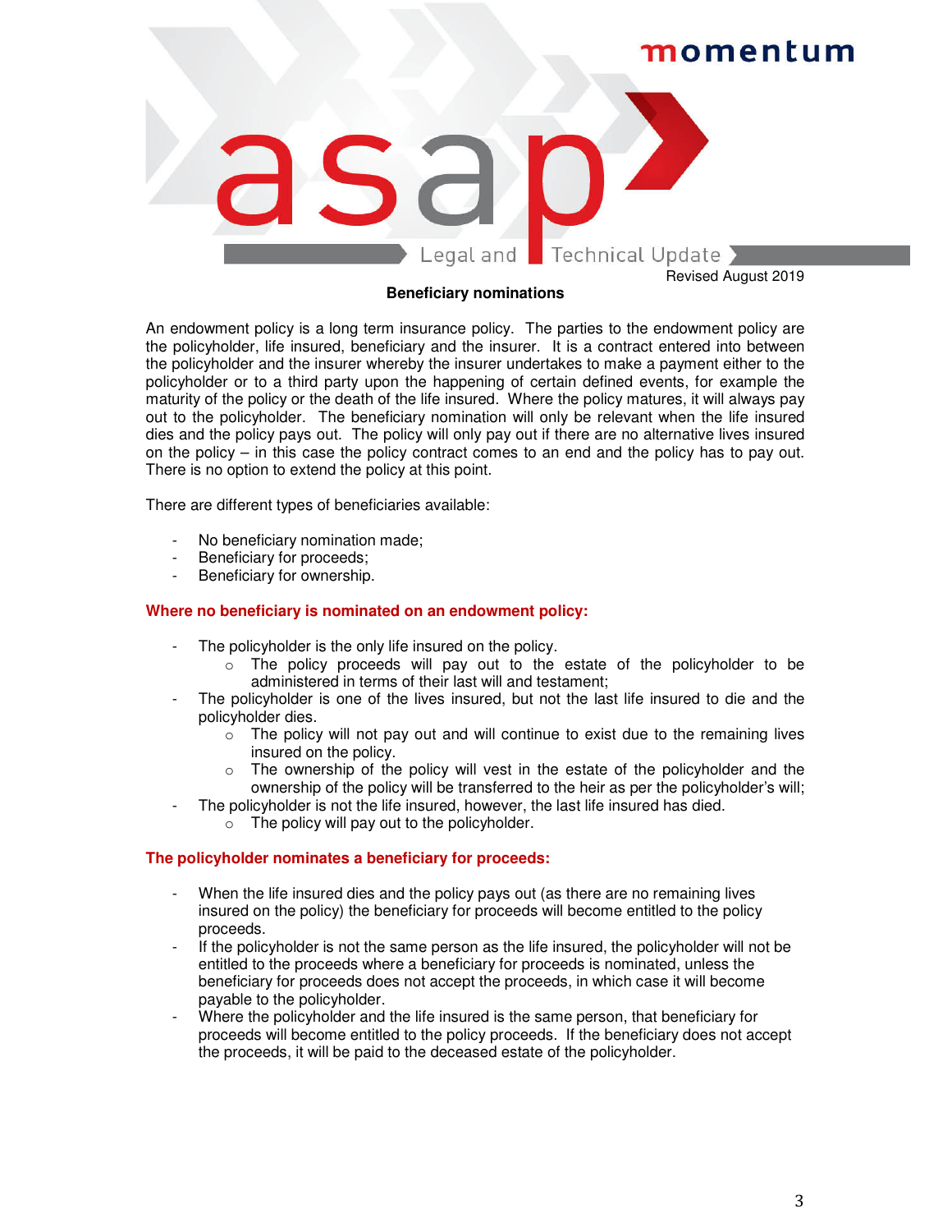Revised August 2019

**Beneficiary nominations**

An endowment policy is a long term insurance policy. The parties to the endowment policy are the policyholder, life insured, beneficiary and the insurer. It is a contract entered into between the policyholder and the insurer whereby the insurer undertakes to make a payment either to the policyholder or to a third party upon the happening of certain defined events, for example the maturity of the policy or the death of the life insured. Where the policy matures, it will always pay out to the policyholder. The beneficiary nomination will only be relevant when the life insured dies and the policy pays out. The policy will only pay out if there are no alternative lives insured on the policy – in this case the policy contract comes to an end and the policy has to pay out. There is no option to extend the policy at this point.

There are different types of beneficiaries available:

- No beneficiary nomination made;
- Beneficiary for proceeds;
- Beneficiary for ownership.

**Where no beneficiary is nominated on an endowment policy:**

- The policyholder is the only life insured on the policy.
  - The policy proceeds will pay out to the estate of the policyholder to be administered in terms of their last will and testament;
- The policyholder is one of the lives insured, but not the last life insured to die and the policyholder dies.
  - The policy will not pay out and will continue to exist due to the remaining lives insured on the policy.
  - The ownership of the policy will vest in the estate of the policyholder and the ownership of the policy will be transferred to the heir as per the policyholder's will;
- The policyholder is not the life insured, however, the last life insured has died.
  - The policy will pay out to the policyholder.

**The policyholder nominates a beneficiary for proceeds:**

- When the life insured dies and the policy pays out (as there are no remaining lives insured on the policy) the beneficiary for proceeds will become entitled to the policy proceeds.
- If the policyholder is not the same person as the life insured, the policyholder will not be entitled to the proceeds where a beneficiary for proceeds is nominated, unless the beneficiary for proceeds does not accept the proceeds, in which case it will become payable to the policyholder.
- Where the policyholder and the life insured is the same person, that beneficiary for proceeds will become entitled to the policy proceeds. If the beneficiary does not accept the proceeds, it will be paid to the deceased estate of the policyholder.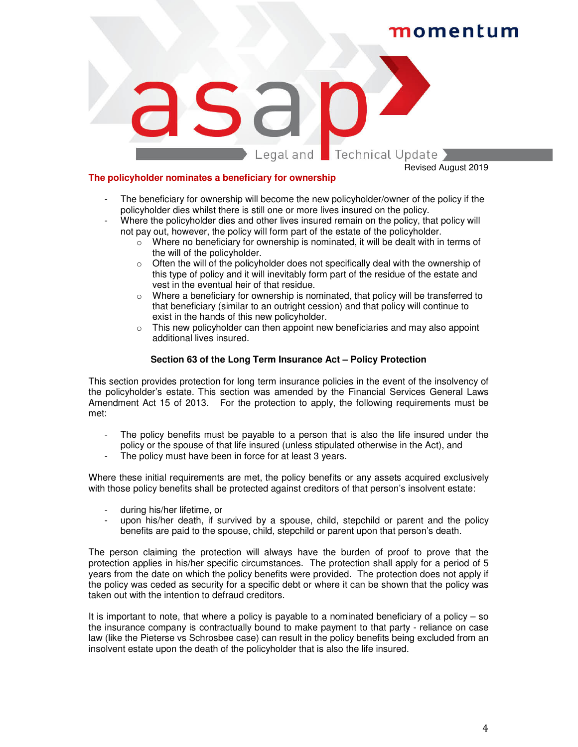## The policyholder nominates a beneficiary for ownership

- The beneficiary for ownership will become the new policyholder/owner of the policy if the policyholder dies whilst there is still one or more lives insured on the policy.
- Where the policyholder dies and other lives insured remain on the policy, that policy will not pay out, however, the policy will form part of the estate of the policyholder.
  - Where no beneficiary for ownership is nominated, it will be dealt with in terms of the will of the policyholder.
  - Often the will of the policyholder does not specifically deal with the ownership of this type of policy and it will inevitably form part of the residue of the estate and vest in the eventual heir of that residue.
  - Where a beneficiary for ownership is nominated, that policy will be transferred to that beneficiary (similar to an outright cession) and that policy will continue to exist in the hands of this new policyholder.
  - This new policyholder can then appoint new beneficiaries and may also appoint additional lives insured.

### Section 63 of the Long Term Insurance Act – Policy Protection

This section provides protection for long term insurance policies in the event of the insolvency of the policyholder's estate. This section was amended by the Financial Services General Laws Amendment Act 15 of 2013. For the protection to apply, the following requirements must be met:

- The policy benefits must be payable to a person that is also the life insured under the policy or the spouse of that life insured (unless stipulated otherwise in the Act), and
- The policy must have been in force for at least 3 years.

Where these initial requirements are met, the policy benefits or any assets acquired exclusively with those policy benefits shall be protected against creditors of that person's insolvent estate:

- during his/her lifetime, or
- upon his/her death, if survived by a spouse, child, stepchild or parent and the policy benefits are paid to the spouse, child, stepchild or parent upon that person's death.

The person claiming the protection will always have the burden of proof to prove that the protection applies in his/her specific circumstances. The protection shall apply for a period of 5 years from the date on which the policy benefits were provided. The protection does not apply if the policy was ceded as security for a specific debt or where it can be shown that the policy was taken out with the intention to defraud creditors.

It is important to note, that where a policy is payable to a nominated beneficiary of a policy – so the insurance company is contractually bound to make payment to that party - reliance on case law (like the Pieterse vs Schrosbee case) can result in the policy benefits being excluded from an insolvent estate upon the death of the policyholder that is also the life insured.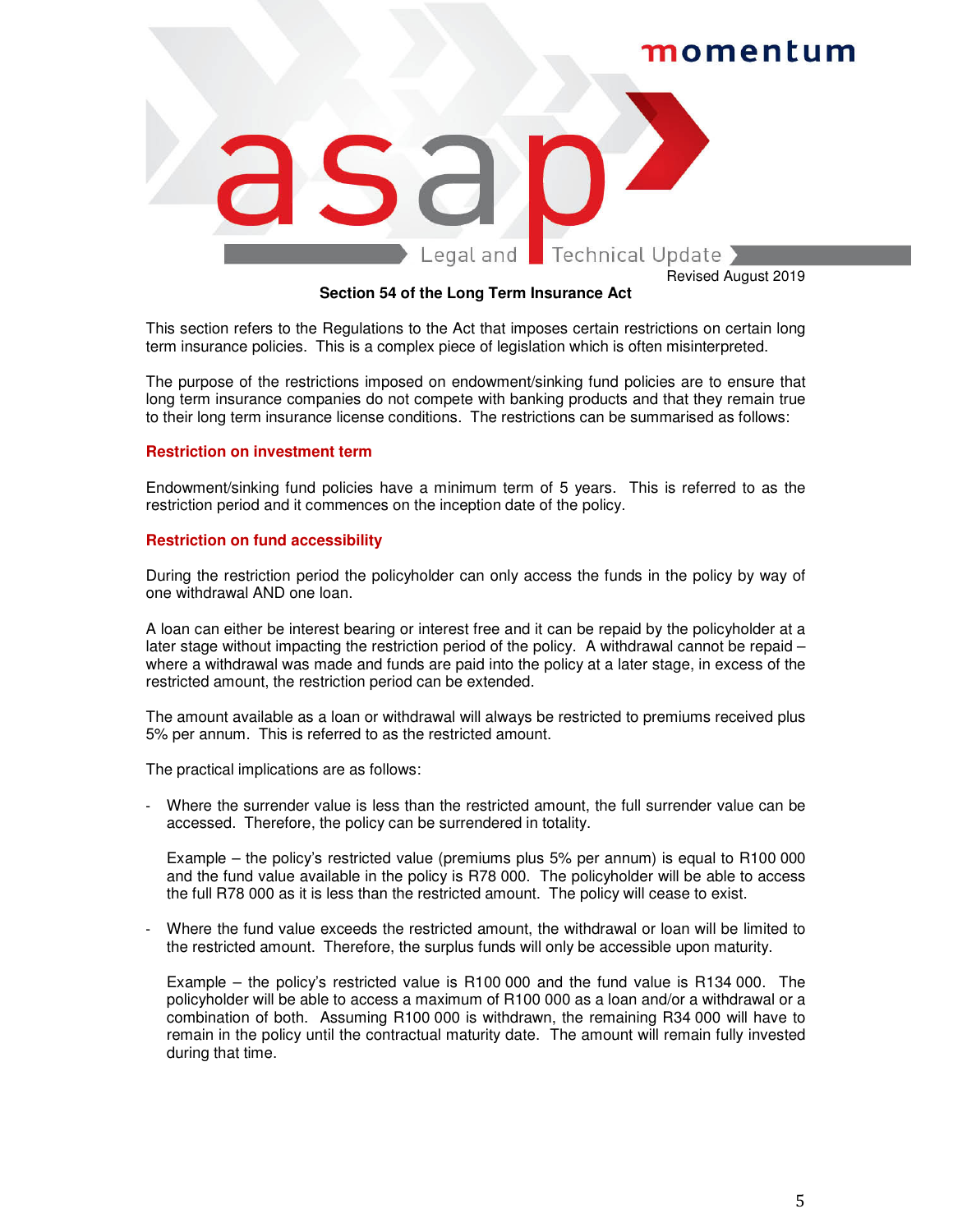Revised August 2019

## Section 54 of the Long Term Insurance Act

This section refers to the Regulations to the Act that imposes certain restrictions on certain long term insurance policies. This is a complex piece of legislation which is often misinterpreted.

The purpose of the restrictions imposed on endowment/sinking fund policies are to ensure that long term insurance companies do not compete with banking products and that they remain true to their long term insurance license conditions. The restrictions can be summarised as follows:

### Restriction on investment term

Endowment/sinking fund policies have a minimum term of 5 years. This is referred to as the restriction period and it commences on the inception date of the policy.

### Restriction on fund accessibility

During the restriction period the policyholder can only access the funds in the policy by way of one withdrawal AND one loan.

A loan can either be interest bearing or interest free and it can be repaid by the policyholder at a later stage without impacting the restriction period of the policy. A withdrawal cannot be repaid – where a withdrawal was made and funds are paid into the policy at a later stage, in excess of the restricted amount, the restriction period can be extended.

The amount available as a loan or withdrawal will always be restricted to premiums received plus 5% per annum. This is referred to as the restricted amount.

The practical implications are as follows:

- Where the surrender value is less than the restricted amount, the full surrender value can be accessed. Therefore, the policy can be surrendered in totality.

  Example – the policy's restricted value (premiums plus 5% per annum) is equal to R100 000 and the fund value available in the policy is R78 000. The policyholder will be able to access the full R78 000 as it is less than the restricted amount. The policy will cease to exist.

- Where the fund value exceeds the restricted amount, the withdrawal or loan will be limited to the restricted amount. Therefore, the surplus funds will only be accessible upon maturity.

  Example – the policy's restricted value is R100 000 and the fund value is R134 000. The policyholder will be able to access a maximum of R100 000 as a loan and/or a withdrawal or a combination of both. Assuming R100 000 is withdrawn, the remaining R34 000 will have to remain in the policy until the contractual maturity date. The amount will remain fully invested during that time.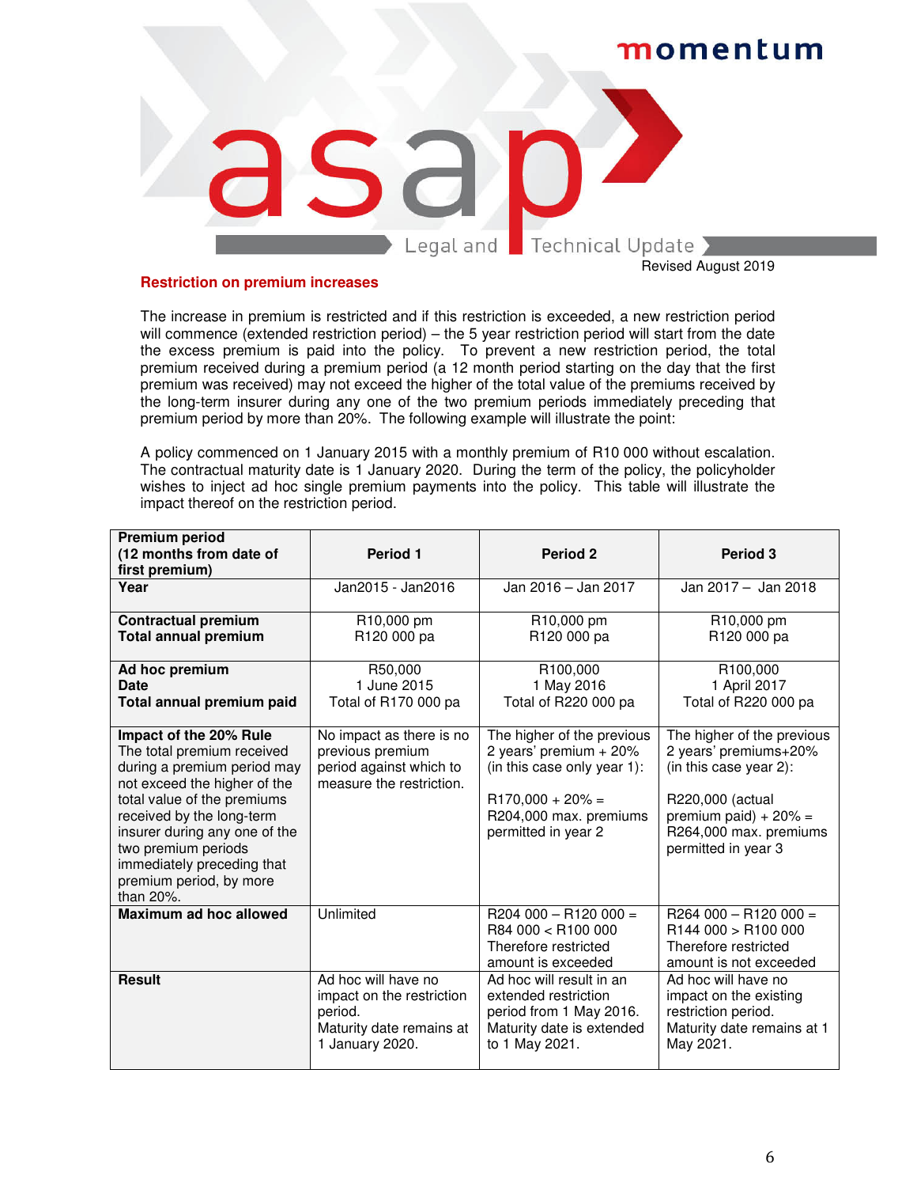Revised August 2019

## Restriction on premium increases

The increase in premium is restricted and if this restriction is exceeded, a new restriction period will commence (extended restriction period) – the 5 year restriction period will start from the date the excess premium is paid into the policy. To prevent a new restriction period, the total premium received during a premium period (a 12 month period starting on the day that the first premium was received) may not exceed the higher of the total value of the premiums received by the long-term insurer during any one of the two premium periods immediately preceding that premium period by more than 20%. The following example will illustrate the point:

A policy commenced on 1 January 2015 with a monthly premium of R10 000 without escalation. The contractual maturity date is 1 January 2020. During the term of the policy, the policyholder wishes to inject ad hoc single premium payments into the policy. This table will illustrate the impact thereof on the restriction period.

| **Premium period (12 months from date of first premium)** | **Period 1** | **Period 2** | **Period 3** |
|---|---|---|---|
| **Year** | Jan2015 - Jan2016 | Jan 2016 – Jan 2017 | Jan 2017 – Jan 2018 |
| **Contractual premium**<br>**Total annual premium** | R10,000 pm<br>R120 000 pa | R10,000 pm<br>R120 000 pa | R10,000 pm<br>R120 000 pa |
| **Ad hoc premium**<br>**Date**<br>**Total annual premium paid** | R50,000<br>1 June 2015<br>Total of R170 000 pa | R100,000<br>1 May 2016<br>Total of R220 000 pa | R100,000<br>1 April 2017<br>Total of R220 000 pa |
| **Impact of the 20% Rule**<br>The total premium received during a premium period may not exceed the higher of the total value of the premiums received by the long-term insurer during any one of the two premium periods immediately preceding that premium period, by more than 20%. | No impact as there is no previous premium period against which to measure the restriction. | The higher of the previous 2 years' premium + 20% (in this case only year 1):<br><br>R170,000 + 20% = R204,000 max. premiums permitted in year 2 | The higher of the previous 2 years' premiums+20% (in this case year 2):<br><br>R220,000 (actual premium paid) + 20% = R264,000 max. premiums permitted in year 3 |
| **Maximum ad hoc allowed** | Unlimited | R204 000 – R120 000 = R84 000 < R100 000<br>Therefore restricted amount is exceeded | R264 000 – R120 000 = R144 000 > R100 000<br>Therefore restricted amount is not exceeded |
| **Result** | Ad hoc will have no impact on the restriction period.<br>Maturity date remains at 1 January 2020. | Ad hoc will result in an extended restriction period from 1 May 2016.<br>Maturity date is extended to 1 May 2021. | Ad hoc will have no impact on the existing restriction period.<br>Maturity date remains at 1 May 2021. |